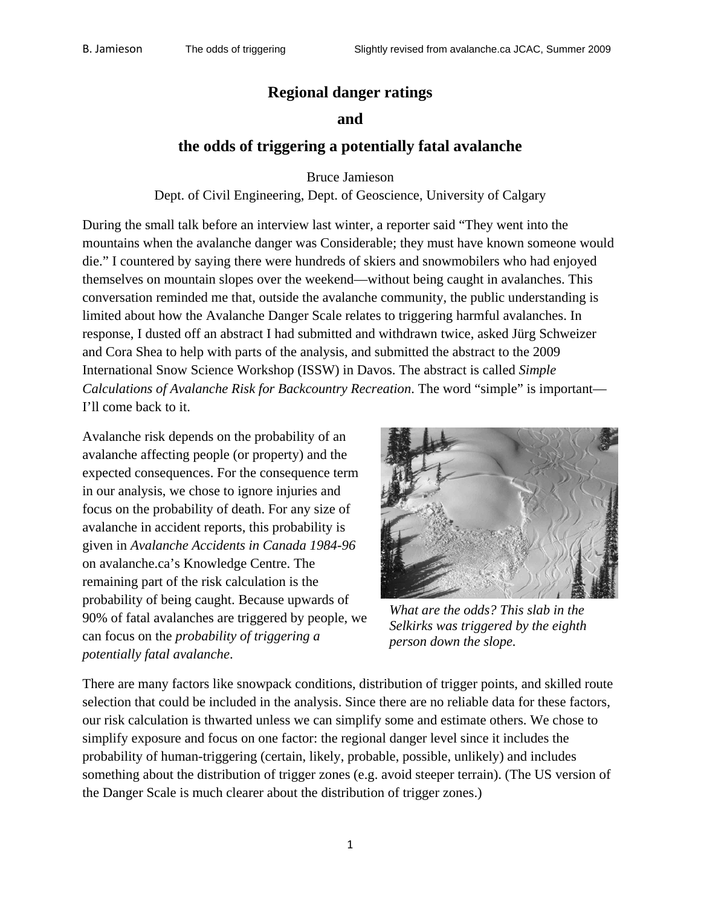# Regional danger ratings

# and

# the odds of triggering a potentially fatal avalanche

Bruce Jamieson

Dept. of Civil Engineering, Dept. of Geoscience, University of Calgary

During the small talk before an interview last winter, a reporter said "They went into the mountains when the avalanche danger was Considerable; they must have known someone would die." I countered by saying there were hundreds of skiers and snowmobilers who had enjoyed themselves on mountain slopes over the weekend—without being caught in avalanches. This conversation reminded me that, outside the avalanche community, the public understanding is limited about how the Avalanche Danger Scale relates to triggering harmful avalanches. In response, I dusted off an abstract I had submitted and withdrawn twice, asked Jürg Schweizer and Cora Shea to help with parts of the analysis, and submitted the abstract to the 2009 International Snow Science Workshop (ISSW) in Davos. The abstract is called *Simple Calculations of Avalanche Risk for Backcountry Recreation*. The word "simple" is important—I'll come back to it.

Avalanche risk depends on the probability of an avalanche affecting people (or property) and the expected consequences. For the consequence term in our analysis, we chose to ignore injuries and focus on the probability of death. For any size of avalanche in accident reports, this probability is given in *Avalanche Accidents in Canada 1984-96* on avalanche.ca's Knowledge Centre. The remaining part of the risk calculation is the probability of being caught. Because upwards of 90% of fatal avalanches are triggered by people, we can focus on the *probability of triggering a potentially fatal avalanche*.

*What are the odds? This slab in the Selkirks was triggered by the eighth person down the slope.*

There are many factors like snowpack conditions, distribution of trigger points, and skilled route selection that could be included in the analysis. Since there are no reliable data for these factors, our risk calculation is thwarted unless we can simplify some and estimate others. We chose to simplify exposure and focus on one factor: the regional danger level since it includes the probability of human-triggering (certain, likely, probable, possible, unlikely) and includes something about the distribution of trigger zones (e.g. avoid steeper terrain). (The US version of the Danger Scale is much clearer about the distribution of trigger zones.)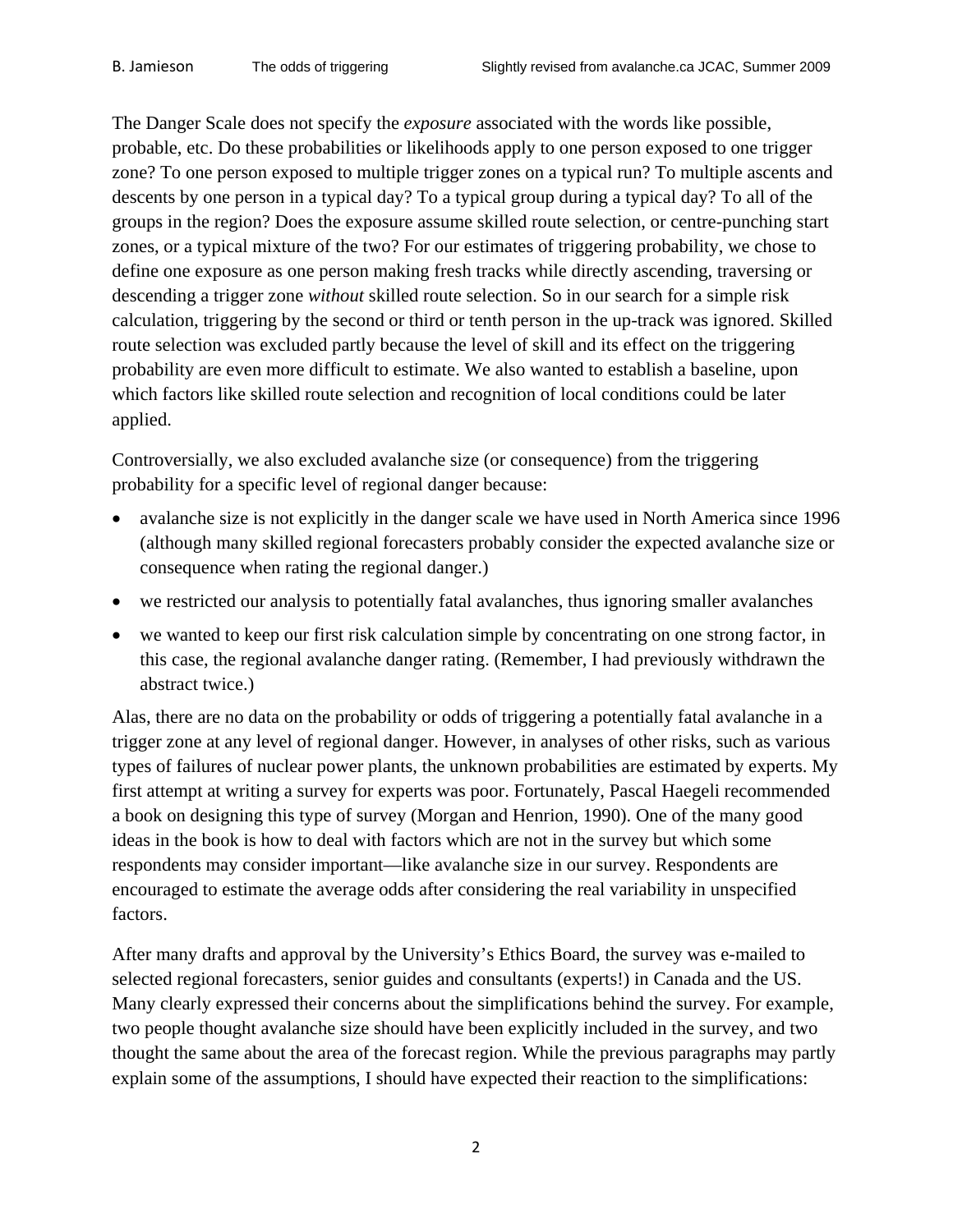The Danger Scale does not specify the *exposure* associated with the words like possible, probable, etc. Do these probabilities or likelihoods apply to one person exposed to one trigger zone? To one person exposed to multiple trigger zones on a typical run? To multiple ascents and descents by one person in a typical day? To a typical group during a typical day? To all of the groups in the region? Does the exposure assume skilled route selection, or centre-punching start zones, or a typical mixture of the two? For our estimates of triggering probability, we chose to define one exposure as one person making fresh tracks while directly ascending, traversing or descending a trigger zone *without* skilled route selection. So in our search for a simple risk calculation, triggering by the second or third or tenth person in the up-track was ignored. Skilled route selection was excluded partly because the level of skill and its effect on the triggering probability are even more difficult to estimate. We also wanted to establish a baseline, upon which factors like skilled route selection and recognition of local conditions could be later applied.

Controversially, we also excluded avalanche size (or consequence) from the triggering probability for a specific level of regional danger because:

- avalanche size is not explicitly in the danger scale we have used in North America since 1996 (although many skilled regional forecasters probably consider the expected avalanche size or consequence when rating the regional danger.)
- we restricted our analysis to potentially fatal avalanches, thus ignoring smaller avalanches
- we wanted to keep our first risk calculation simple by concentrating on one strong factor, in this case, the regional avalanche danger rating. (Remember, I had previously withdrawn the abstract twice.)

Alas, there are no data on the probability or odds of triggering a potentially fatal avalanche in a trigger zone at any level of regional danger. However, in analyses of other risks, such as various types of failures of nuclear power plants, the unknown probabilities are estimated by experts. My first attempt at writing a survey for experts was poor. Fortunately, Pascal Haegeli recommended a book on designing this type of survey (Morgan and Henrion, 1990). One of the many good ideas in the book is how to deal with factors which are not in the survey but which some respondents may consider important—like avalanche size in our survey. Respondents are encouraged to estimate the average odds after considering the real variability in unspecified factors.

After many drafts and approval by the University's Ethics Board, the survey was e-mailed to selected regional forecasters, senior guides and consultants (experts!) in Canada and the US. Many clearly expressed their concerns about the simplifications behind the survey. For example, two people thought avalanche size should have been explicitly included in the survey, and two thought the same about the area of the forecast region. While the previous paragraphs may partly explain some of the assumptions, I should have expected their reaction to the simplifications: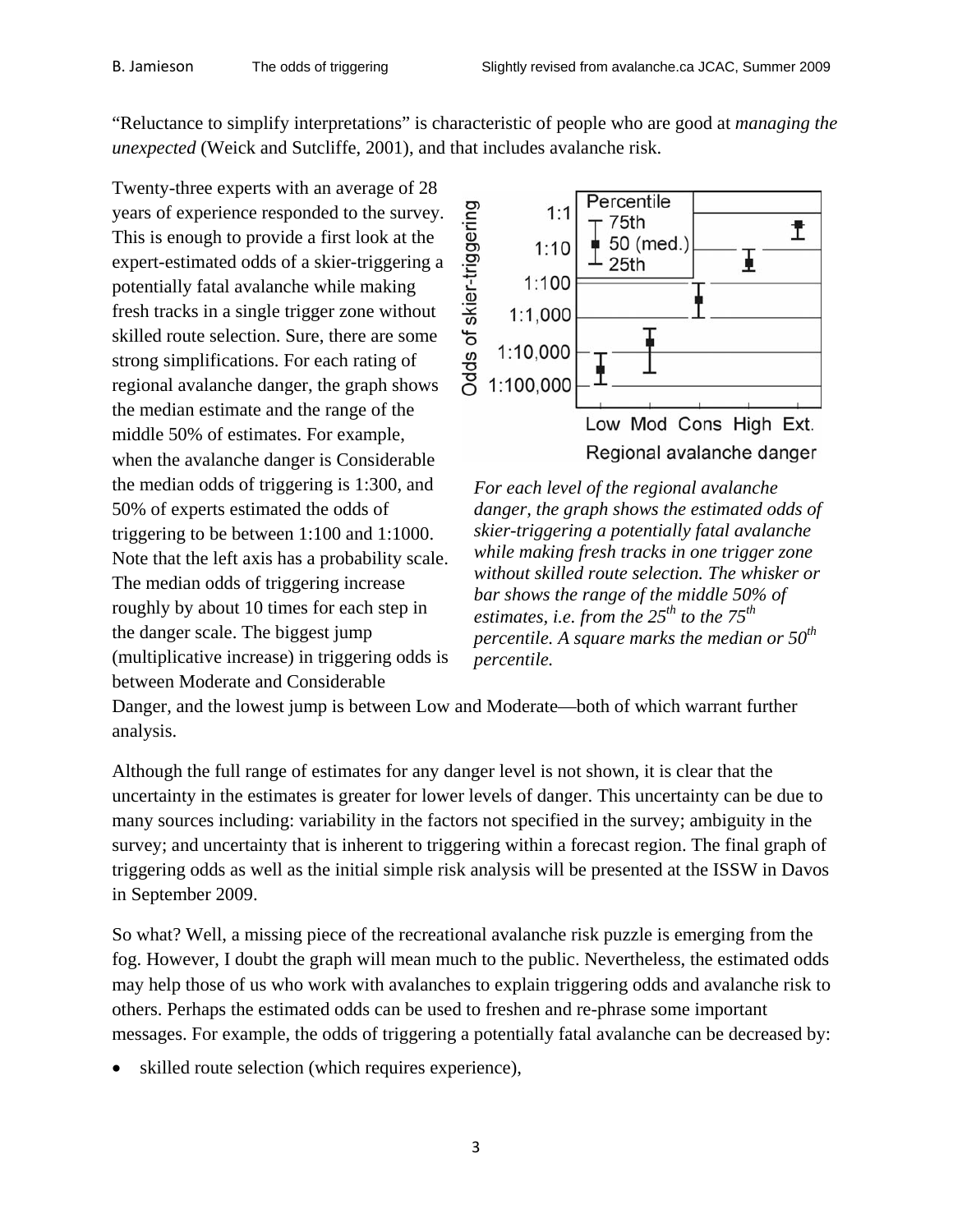"Reluctance to simplify interpretations" is characteristic of people who are good at *managing the unexpected* (Weick and Sutcliffe, 2001), and that includes avalanche risk.

Twenty-three experts with an average of 28 years of experience responded to the survey. This is enough to provide a first look at the expert-estimated odds of a skier-triggering a potentially fatal avalanche while making fresh tracks in a single trigger zone without skilled route selection. Sure, there are some strong simplifications. For each rating of regional avalanche danger, the graph shows the median estimate and the range of the middle 50% of estimates. For example, when the avalanche danger is Considerable the median odds of triggering is 1:300, and 50% of experts estimated the odds of triggering to be between 1:100 and 1:1000. Note that the left axis has a probability scale. The median odds of triggering increase roughly by about 10 times for each step in the danger scale. The biggest jump (multiplicative increase) in triggering odds is between Moderate and Considerable Danger, and the lowest jump is between Low and Moderate—both of which warrant further analysis.

*For each level of the regional avalanche danger, the graph shows the estimated odds of skier-triggering a potentially fatal avalanche while making fresh tracks in one trigger zone without skilled route selection. The whisker or bar shows the range of the middle 50% of estimates, i.e. from the 25th to the 75th percentile. A square marks the median or 50th percentile.*

Although the full range of estimates for any danger level is not shown, it is clear that the uncertainty in the estimates is greater for lower levels of danger. This uncertainty can be due to many sources including: variability in the factors not specified in the survey; ambiguity in the survey; and uncertainty that is inherent to triggering within a forecast region. The final graph of triggering odds as well as the initial simple risk analysis will be presented at the ISSW in Davos in September 2009.

So what? Well, a missing piece of the recreational avalanche risk puzzle is emerging from the fog. However, I doubt the graph will mean much to the public. Nevertheless, the estimated odds may help those of us who work with avalanches to explain triggering odds and avalanche risk to others. Perhaps the estimated odds can be used to freshen and re-phrase some important messages. For example, the odds of triggering a potentially fatal avalanche can be decreased by:

- skilled route selection (which requires experience),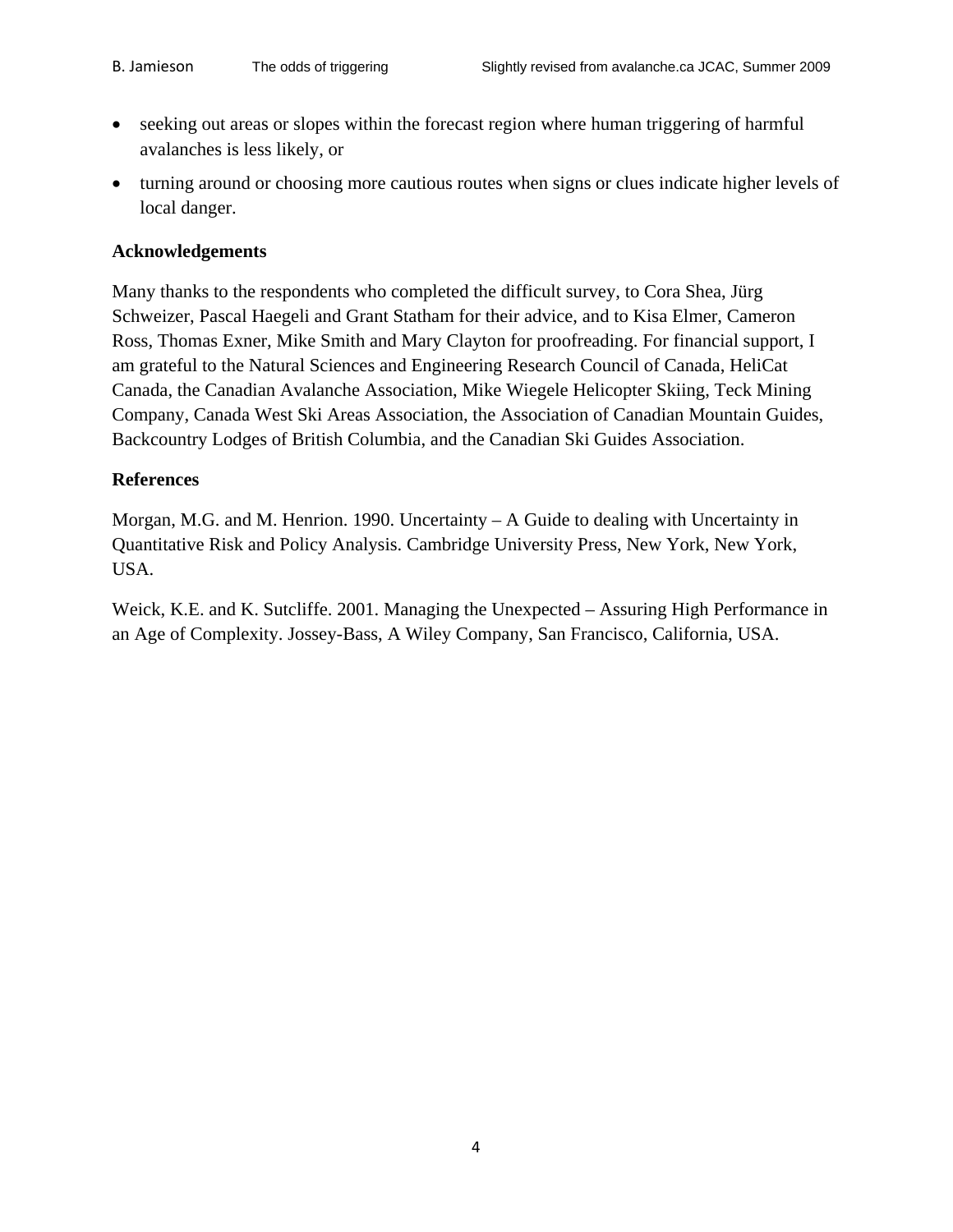- seeking out areas or slopes within the forecast region where human triggering of harmful avalanches is less likely, or
- turning around or choosing more cautious routes when signs or clues indicate higher levels of local danger.

**Acknowledgements**

Many thanks to the respondents who completed the difficult survey, to Cora Shea, Jürg Schweizer, Pascal Haegeli and Grant Statham for their advice, and to Kisa Elmer, Cameron Ross, Thomas Exner, Mike Smith and Mary Clayton for proofreading. For financial support, I am grateful to the Natural Sciences and Engineering Research Council of Canada, HeliCat Canada, the Canadian Avalanche Association, Mike Wiegele Helicopter Skiing, Teck Mining Company, Canada West Ski Areas Association, the Association of Canadian Mountain Guides, Backcountry Lodges of British Columbia, and the Canadian Ski Guides Association.

**References**

Morgan, M.G. and M. Henrion. 1990. Uncertainty – A Guide to dealing with Uncertainty in Quantitative Risk and Policy Analysis. Cambridge University Press, New York, New York, USA.

Weick, K.E. and K. Sutcliffe. 2001. Managing the Unexpected – Assuring High Performance in an Age of Complexity. Jossey-Bass, A Wiley Company, San Francisco, California, USA.